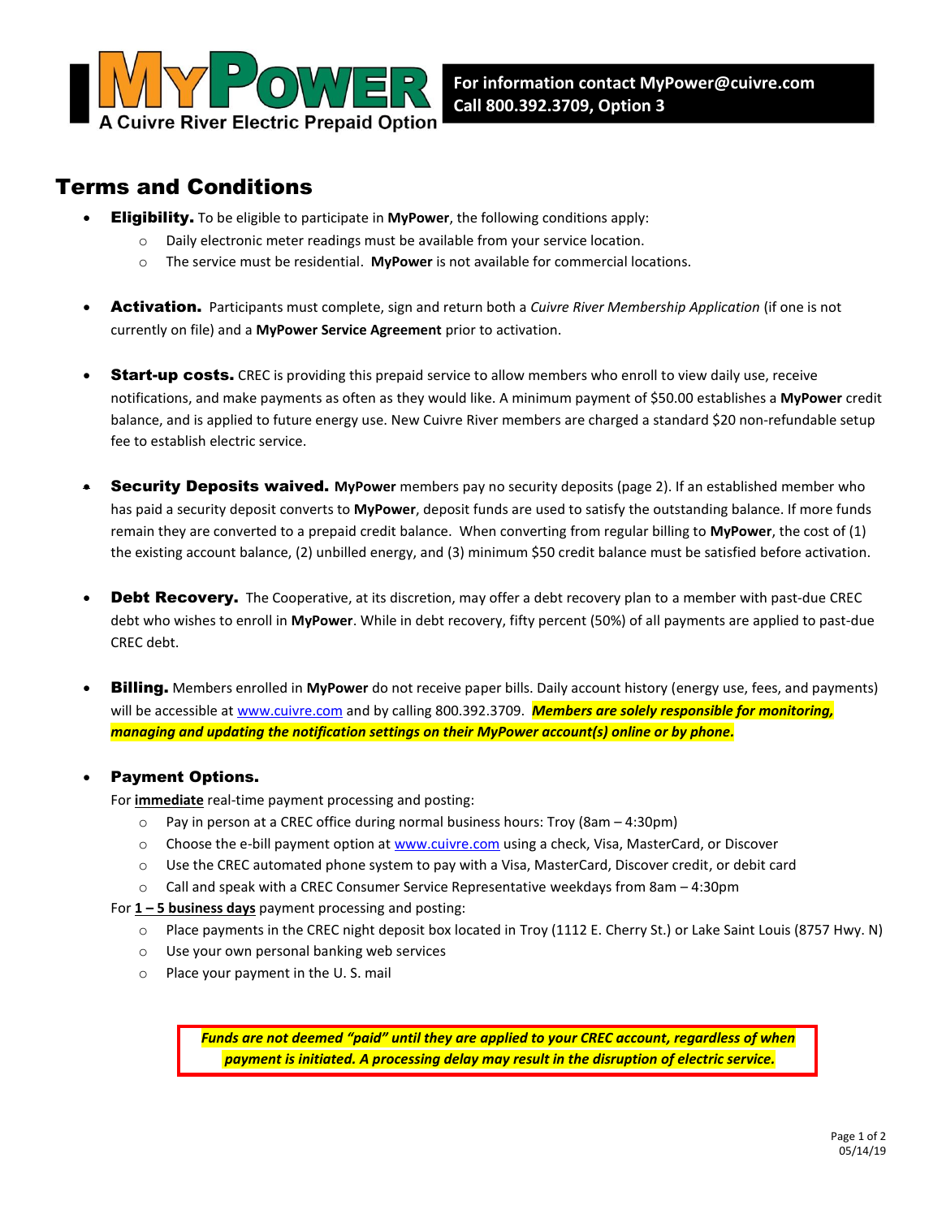# MyPower

A Cuivre River Electric Prepaid Option

**For information contact MyPower@cuivre.com**
**Call 800.392.3709, Option 3**

## Terms and Conditions

- **Eligibility.** To be eligible to participate in **MyPower**, the following conditions apply:
  - Daily electronic meter readings must be available from your service location.
  - The service must be residential. **MyPower** is not available for commercial locations.

- **Activation.** Participants must complete, sign and return both a *Cuivre River Membership Application* (if one is not currently on file) and a **MyPower Service Agreement** prior to activation.

- **Start-up costs.** CREC is providing this prepaid service to allow members who enroll to view daily use, receive notifications, and make payments as often as they would like. A minimum payment of $50.00 establishes a **MyPower** credit balance, and is applied to future energy use. New Cuivre River members are charged a standard $20 non-refundable setup fee to establish electric service.

- **Security Deposits waived.** **MyPower** members pay no security deposits (page 2). If an established member who has paid a security deposit converts to **MyPower**, deposit funds are used to satisfy the outstanding balance. If more funds remain they are converted to a prepaid credit balance. When converting from regular billing to **MyPower**, the cost of (1) the existing account balance, (2) unbilled energy, and (3) minimum $50 credit balance must be satisfied before activation.

- **Debt Recovery.** The Cooperative, at its discretion, may offer a debt recovery plan to a member with past-due CREC debt who wishes to enroll in **MyPower**. While in debt recovery, fifty percent (50%) of all payments are applied to past-due CREC debt.

- **Billing.** Members enrolled in **MyPower** do not receive paper bills. Daily account history (energy use, fees, and payments) will be accessible at www.cuivre.com and by calling 800.392.3709. ***Members are solely responsible for monitoring, managing and updating the notification settings on their MyPower account(s) online or by phone.***

- **Payment Options.**
  For **immediate** real-time payment processing and posting:
  - Pay in person at a CREC office during normal business hours: Troy (8am – 4:30pm)
  - Choose the e-bill payment option at www.cuivre.com using a check, Visa, MasterCard, or Discover
  - Use the CREC automated phone system to pay with a Visa, MasterCard, Discover credit, or debit card
  - Call and speak with a CREC Consumer Service Representative weekdays from 8am – 4:30pm

  For **1 – 5 business days** payment processing and posting:
  - Place payments in the CREC night deposit box located in Troy (1112 E. Cherry St.) or Lake Saint Louis (8757 Hwy. N)
  - Use your own personal banking web services
  - Place your payment in the U. S. mail

***Funds are not deemed "paid" until they are applied to your CREC account, regardless of when payment is initiated. A processing delay may result in the disruption of electric service.***

05/14/19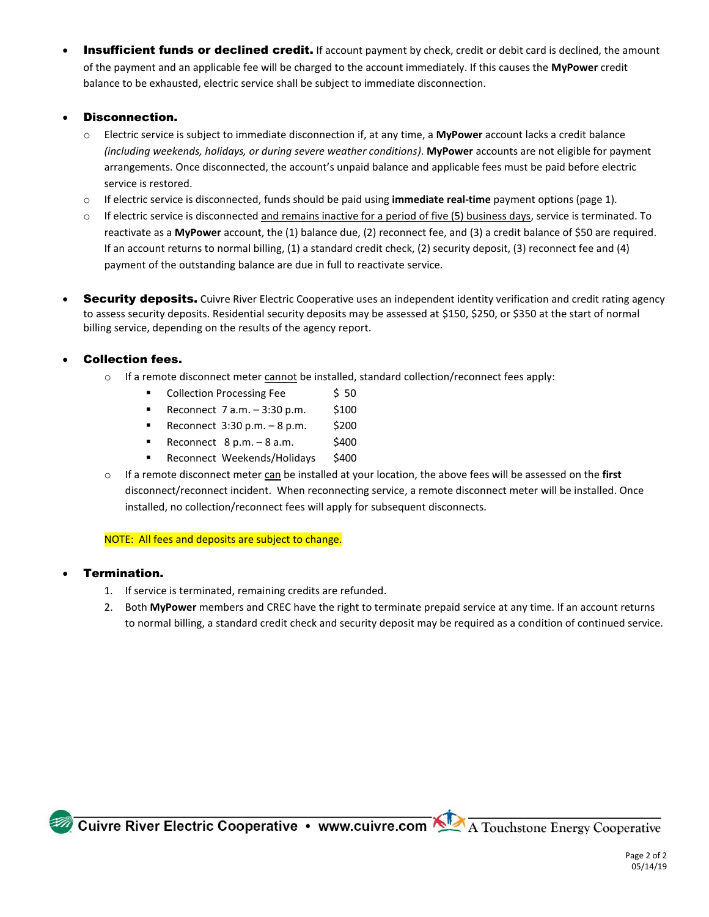- **Insufficient funds or declined credit.** If account payment by check, credit or debit card is declined, the amount of the payment and an applicable fee will be charged to the account immediately. If this causes the **MyPower** credit balance to be exhausted, electric service shall be subject to immediate disconnection.

- **Disconnection.**
  - Electric service is subject to immediate disconnection if, at any time, a **MyPower** account lacks a credit balance *(including weekends, holidays, or during severe weather conditions)*. **MyPower** accounts are not eligible for payment arrangements. Once disconnected, the account's unpaid balance and applicable fees must be paid before electric service is restored.
  - If electric service is disconnected, funds should be paid using **immediate real-time** payment options (page 1).
  - If electric service is disconnected <u>and remains inactive for a period of five (5) business days</u>, service is terminated. To reactivate as a **MyPower** account, the (1) balance due, (2) reconnect fee, and (3) a credit balance of $50 are required. If an account returns to normal billing, (1) a standard credit check, (2) security deposit, (3) reconnect fee and (4) payment of the outstanding balance are due in full to reactivate service.

- **Security deposits.** Cuivre River Electric Cooperative uses an independent identity verification and credit rating agency to assess security deposits. Residential security deposits may be assessed at $150, $250, or $350 at the start of normal billing service, depending on the results of the agency report.

- **Collection fees.**
  - If a remote disconnect meter <u>cannot</u> be installed, standard collection/reconnect fees apply:
    - Collection Processing Fee $ 50
    - Reconnect 7 a.m. – 3:30 p.m. $100
    - Reconnect 3:30 p.m. – 8 p.m. $200
    - Reconnect 8 p.m. – 8 a.m. $400
    - Reconnect Weekends/Holidays $400
  - If a remote disconnect meter <u>can</u> be installed at your location, the above fees will be assessed on the **first** disconnect/reconnect incident. When reconnecting service, a remote disconnect meter will be installed. Once installed, no collection/reconnect fees will apply for subsequent disconnects.

  NOTE: All fees and deposits are subject to change.

- **Termination.**
  1. If service is terminated, remaining credits are refunded.
  2. Both **MyPower** members and CREC have the right to terminate prepaid service at any time. If an account returns to normal billing, a standard credit check and security deposit may be required as a condition of continued service.

Cuivre River Electric Cooperative • www.cuivre.com A Touchstone Energy Cooperative

05/14/19